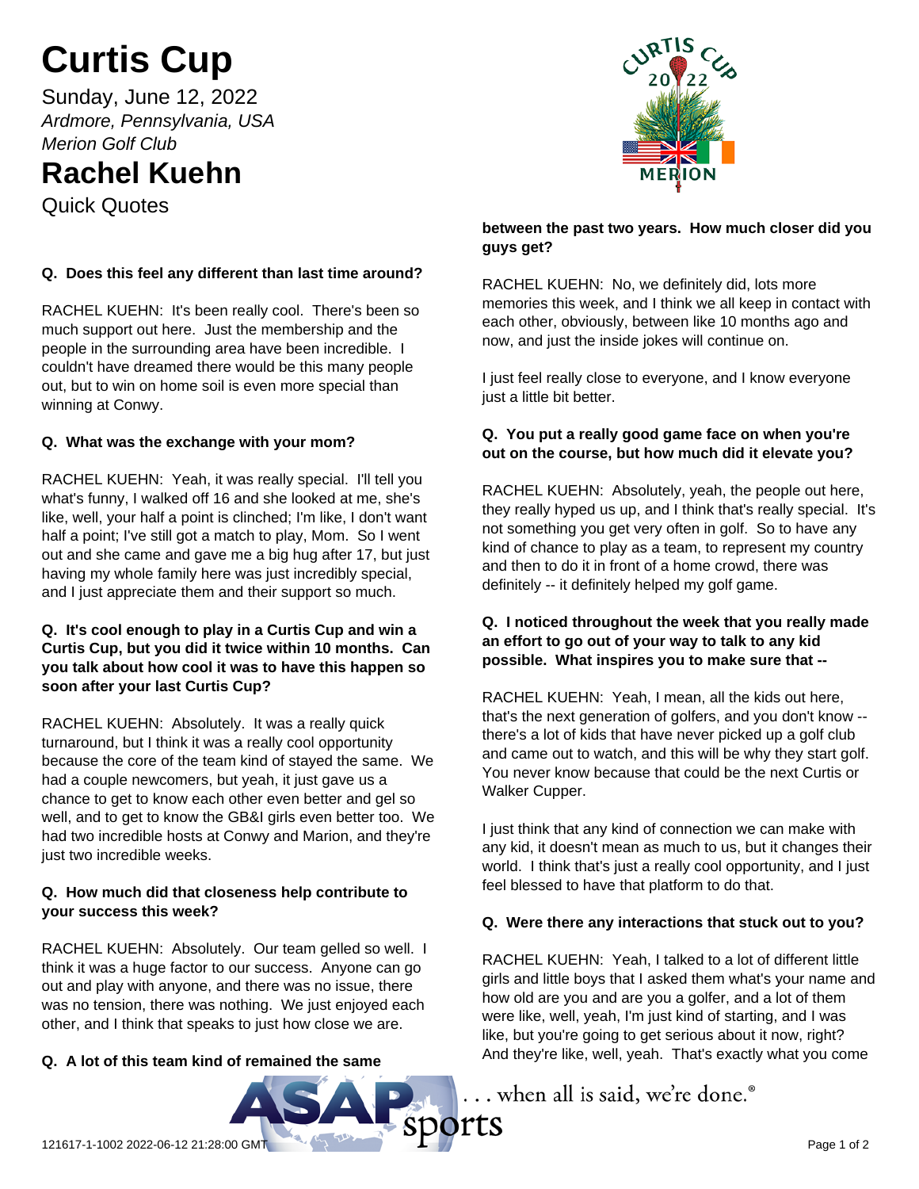# Curtis Cup

Sunday, June 12, 2022

*Ardmore, Pennsylvania, USA*

*Merion Golf Club*

# Rachel Kuehn

Quick Quotes

**Q. Does this feel any different than last time around?**

RACHEL KUEHN: It's been really cool. There's been so much support out here. Just the membership and the people in the surrounding area have been incredible. I couldn't have dreamed there would be this many people out, but to win on home soil is even more special than winning at Conwy.

**Q. What was the exchange with your mom?**

RACHEL KUEHN: Yeah, it was really special. I'll tell you what's funny, I walked off 16 and she looked at me, she's like, well, your half a point is clinched; I'm like, I don't want half a point; I've still got a match to play, Mom. So I went out and she came and gave me a big hug after 17, but just having my whole family here was just incredibly special, and I just appreciate them and their support so much.

**Q. It's cool enough to play in a Curtis Cup and win a Curtis Cup, but you did it twice within 10 months. Can you talk about how cool it was to have this happen so soon after your last Curtis Cup?**

RACHEL KUEHN: Absolutely. It was a really quick turnaround, but I think it was a really cool opportunity because the core of the team kind of stayed the same. We had a couple newcomers, but yeah, it just gave us a chance to get to know each other even better and gel so well, and to get to know the GB&I girls even better too. We had two incredible hosts at Conwy and Marion, and they're just two incredible weeks.

**Q. How much did that closeness help contribute to your success this week?**

RACHEL KUEHN: Absolutely. Our team gelled so well. I think it was a huge factor to our success. Anyone can go out and play with anyone, and there was no issue, there was no tension, there was nothing. We just enjoyed each other, and I think that speaks to just how close we are.

**Q. A lot of this team kind of remained the same between the past two years. How much closer did you guys get?**

RACHEL KUEHN: No, we definitely did, lots more memories this week, and I think we all keep in contact with each other, obviously, between like 10 months ago and now, and just the inside jokes will continue on.

I just feel really close to everyone, and I know everyone just a little bit better.

**Q. You put a really good game face on when you're out on the course, but how much did it elevate you?**

RACHEL KUEHN: Absolutely, yeah, the people out here, they really hyped us up, and I think that's really special. It's not something you get very often in golf. So to have any kind of chance to play as a team, to represent my country and then to do it in front of a home crowd, there was definitely -- it definitely helped my golf game.

**Q. I noticed throughout the week that you really made an effort to go out of your way to talk to any kid possible. What inspires you to make sure that --**

RACHEL KUEHN: Yeah, I mean, all the kids out here, that's the next generation of golfers, and you don't know -- there's a lot of kids that have never picked up a golf club and came out to watch, and this will be why they start golf. You never know because that could be the next Curtis or Walker Cupper.

I just think that any kind of connection we can make with any kid, it doesn't mean as much to us, but it changes their world. I think that's just a really cool opportunity, and I just feel blessed to have that platform to do that.

**Q. Were there any interactions that stuck out to you?**

RACHEL KUEHN: Yeah, I talked to a lot of different little girls and little boys that I asked them what's your name and how old are you and are you a golfer, and a lot of them were like, well, yeah, I'm just kind of starting, and I was like, but you're going to get serious about it now, right? And they're like, well, yeah. That's exactly what you come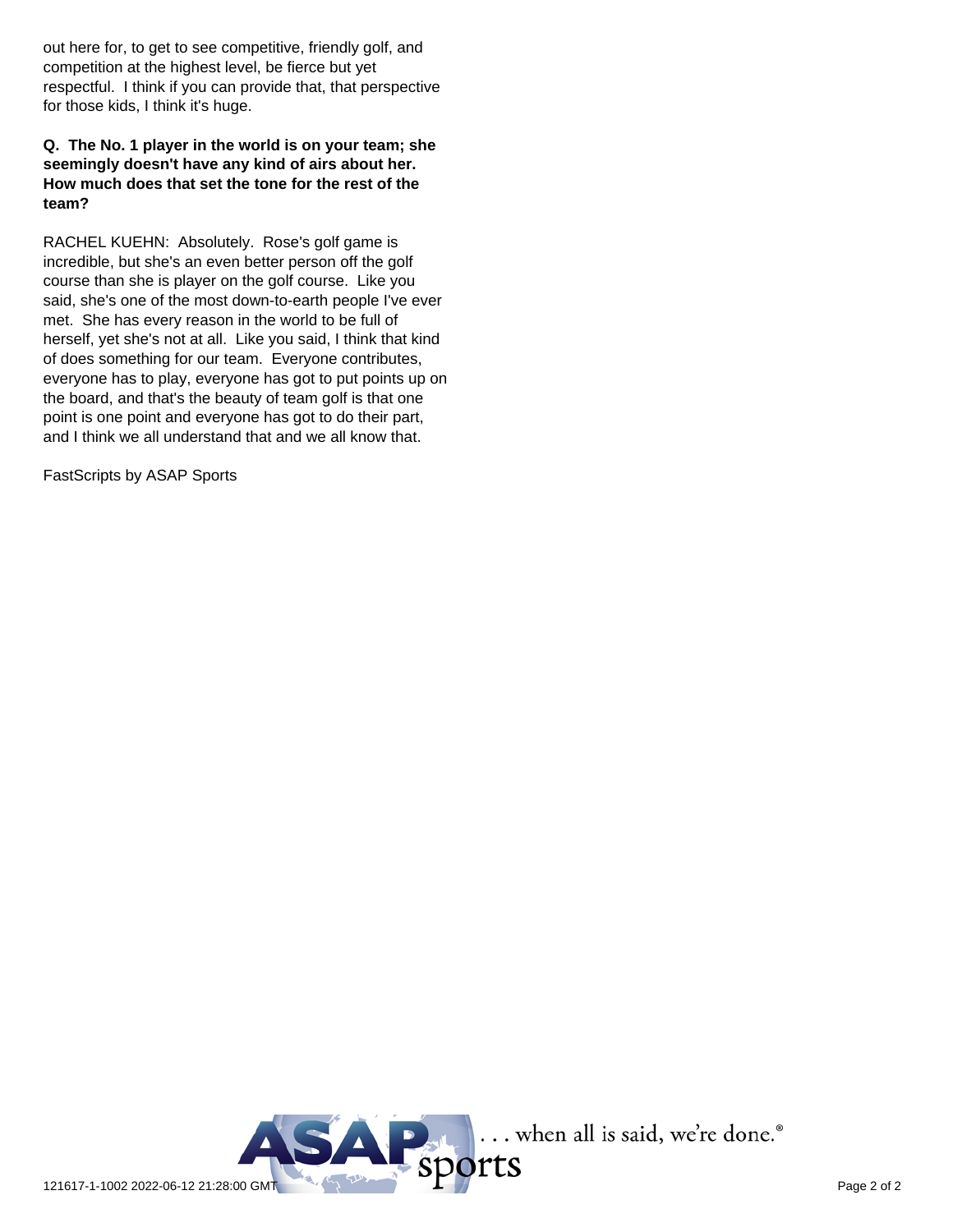out here for, to get to see competitive, friendly golf, and competition at the highest level, be fierce but yet respectful. I think if you can provide that, that perspective for those kids, I think it's huge.

**Q. The No. 1 player in the world is on your team; she seemingly doesn't have any kind of airs about her. How much does that set the tone for the rest of the team?**

RACHEL KUEHN: Absolutely. Rose's golf game is incredible, but she's an even better person off the golf course than she is player on the golf course. Like you said, she's one of the most down-to-earth people I've ever met. She has every reason in the world to be full of herself, yet she's not at all. Like you said, I think that kind of does something for our team. Everyone contributes, everyone has to play, everyone has got to put points up on the board, and that's the beauty of team golf is that one point is one point and everyone has got to do their part, and I think we all understand that and we all know that.

FastScripts by ASAP Sports